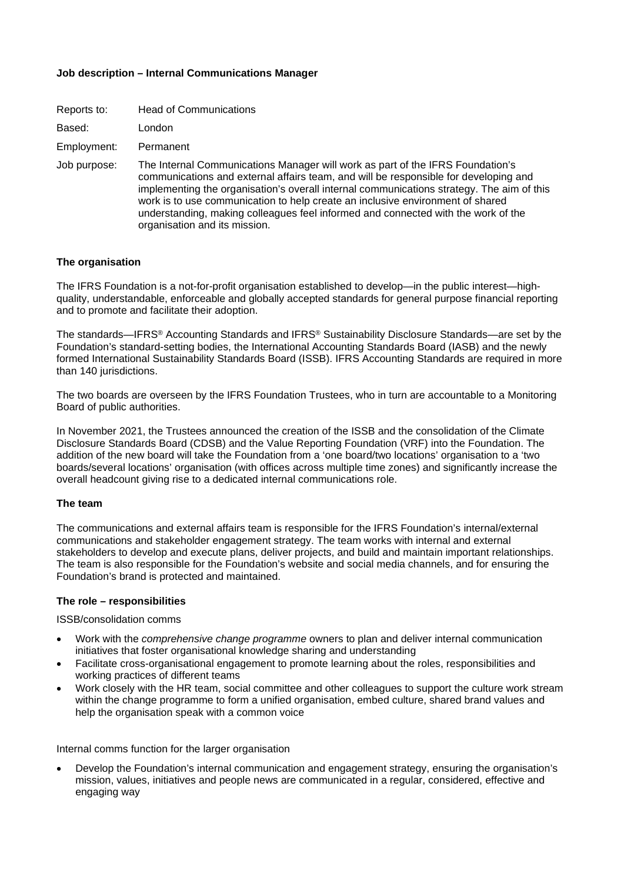**Job description – Internal Communications Manager**

| | |
|---|---|
| Reports to: | Head of Communications |
| Based: | London |
| Employment: | Permanent |
| Job purpose: | The Internal Communications Manager will work as part of the IFRS Foundation's communications and external affairs team, and will be responsible for developing and implementing the organisation's overall internal communications strategy. The aim of this work is to use communication to help create an inclusive environment of shared understanding, making colleagues feel informed and connected with the work of the organisation and its mission. |

**The organisation**

The IFRS Foundation is a not-for-profit organisation established to develop—in the public interest—high-quality, understandable, enforceable and globally accepted standards for general purpose financial reporting and to promote and facilitate their adoption.

The standards—IFRS® Accounting Standards and IFRS® Sustainability Disclosure Standards—are set by the Foundation's standard-setting bodies, the International Accounting Standards Board (IASB) and the newly formed International Sustainability Standards Board (ISSB). IFRS Accounting Standards are required in more than 140 jurisdictions.

The two boards are overseen by the IFRS Foundation Trustees, who in turn are accountable to a Monitoring Board of public authorities.

In November 2021, the Trustees announced the creation of the ISSB and the consolidation of the Climate Disclosure Standards Board (CDSB) and the Value Reporting Foundation (VRF) into the Foundation. The addition of the new board will take the Foundation from a 'one board/two locations' organisation to a 'two boards/several locations' organisation (with offices across multiple time zones) and significantly increase the overall headcount giving rise to a dedicated internal communications role.

**The team**

The communications and external affairs team is responsible for the IFRS Foundation's internal/external communications and stakeholder engagement strategy. The team works with internal and external stakeholders to develop and execute plans, deliver projects, and build and maintain important relationships. The team is also responsible for the Foundation's website and social media channels, and for ensuring the Foundation's brand is protected and maintained.

**The role – responsibilities**

ISSB/consolidation comms

- Work with the *comprehensive change programme* owners to plan and deliver internal communication initiatives that foster organisational knowledge sharing and understanding
- Facilitate cross-organisational engagement to promote learning about the roles, responsibilities and working practices of different teams
- Work closely with the HR team, social committee and other colleagues to support the culture work stream within the change programme to form a unified organisation, embed culture, shared brand values and help the organisation speak with a common voice

Internal comms function for the larger organisation

- Develop the Foundation's internal communication and engagement strategy, ensuring the organisation's mission, values, initiatives and people news are communicated in a regular, considered, effective and engaging way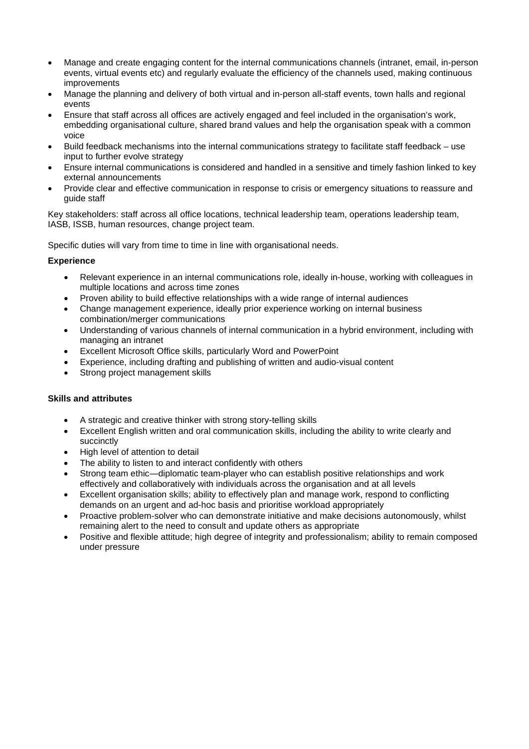- Manage and create engaging content for the internal communications channels (intranet, email, in-person events, virtual events etc) and regularly evaluate the efficiency of the channels used, making continuous improvements
- Manage the planning and delivery of both virtual and in-person all-staff events, town halls and regional events
- Ensure that staff across all offices are actively engaged and feel included in the organisation's work, embedding organisational culture, shared brand values and help the organisation speak with a common voice
- Build feedback mechanisms into the internal communications strategy to facilitate staff feedback – use input to further evolve strategy
- Ensure internal communications is considered and handled in a sensitive and timely fashion linked to key external announcements
- Provide clear and effective communication in response to crisis or emergency situations to reassure and guide staff

Key stakeholders: staff across all office locations, technical leadership team, operations leadership team, IASB, ISSB, human resources, change project team.

Specific duties will vary from time to time in line with organisational needs.

**Experience**

- Relevant experience in an internal communications role, ideally in-house, working with colleagues in multiple locations and across time zones
- Proven ability to build effective relationships with a wide range of internal audiences
- Change management experience, ideally prior experience working on internal business combination/merger communications
- Understanding of various channels of internal communication in a hybrid environment, including with managing an intranet
- Excellent Microsoft Office skills, particularly Word and PowerPoint
- Experience, including drafting and publishing of written and audio-visual content
- Strong project management skills

**Skills and attributes**

- A strategic and creative thinker with strong story-telling skills
- Excellent English written and oral communication skills, including the ability to write clearly and succinctly
- High level of attention to detail
- The ability to listen to and interact confidently with others
- Strong team ethic—diplomatic team-player who can establish positive relationships and work effectively and collaboratively with individuals across the organisation and at all levels
- Excellent organisation skills; ability to effectively plan and manage work, respond to conflicting demands on an urgent and ad-hoc basis and prioritise workload appropriately
- Proactive problem-solver who can demonstrate initiative and make decisions autonomously, whilst remaining alert to the need to consult and update others as appropriate
- Positive and flexible attitude; high degree of integrity and professionalism; ability to remain composed under pressure